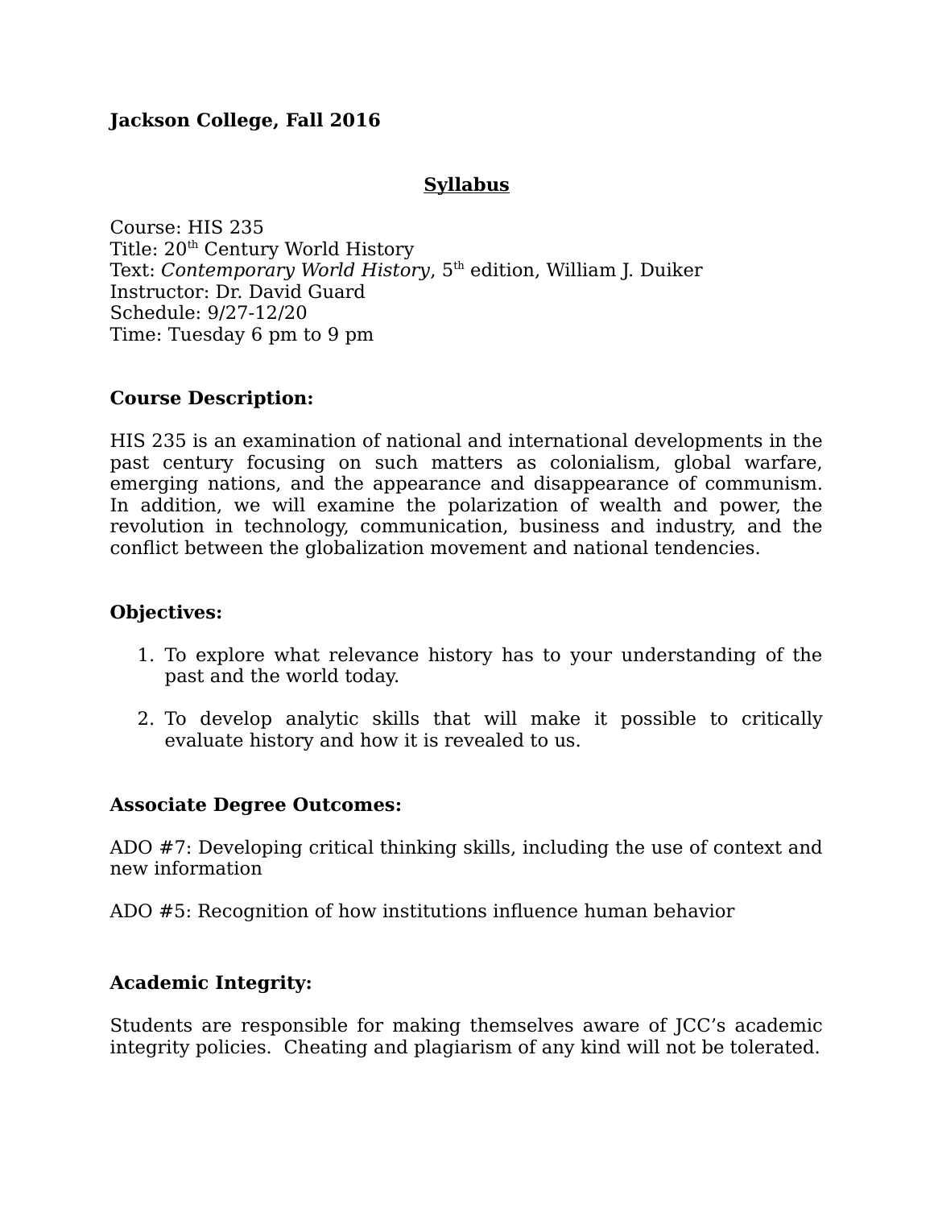**Jackson College, Fall 2016**

## Syllabus

Course: HIS 235
Title: 20th Century World History
Text: *Contemporary World History*, 5th edition, William J. Duiker
Instructor: Dr. David Guard
Schedule: 9/27-12/20
Time: Tuesday 6 pm to 9 pm

### Course Description:

HIS 235 is an examination of national and international developments in the past century focusing on such matters as colonialism, global warfare, emerging nations, and the appearance and disappearance of communism. In addition, we will examine the polarization of wealth and power, the revolution in technology, communication, business and industry, and the conflict between the globalization movement and national tendencies.

### Objectives:

1. To explore what relevance history has to your understanding of the past and the world today.

2. To develop analytic skills that will make it possible to critically evaluate history and how it is revealed to us.

### Associate Degree Outcomes:

ADO #7: Developing critical thinking skills, including the use of context and new information

ADO #5: Recognition of how institutions influence human behavior

### Academic Integrity:

Students are responsible for making themselves aware of JCC's academic integrity policies. Cheating and plagiarism of any kind will not be tolerated.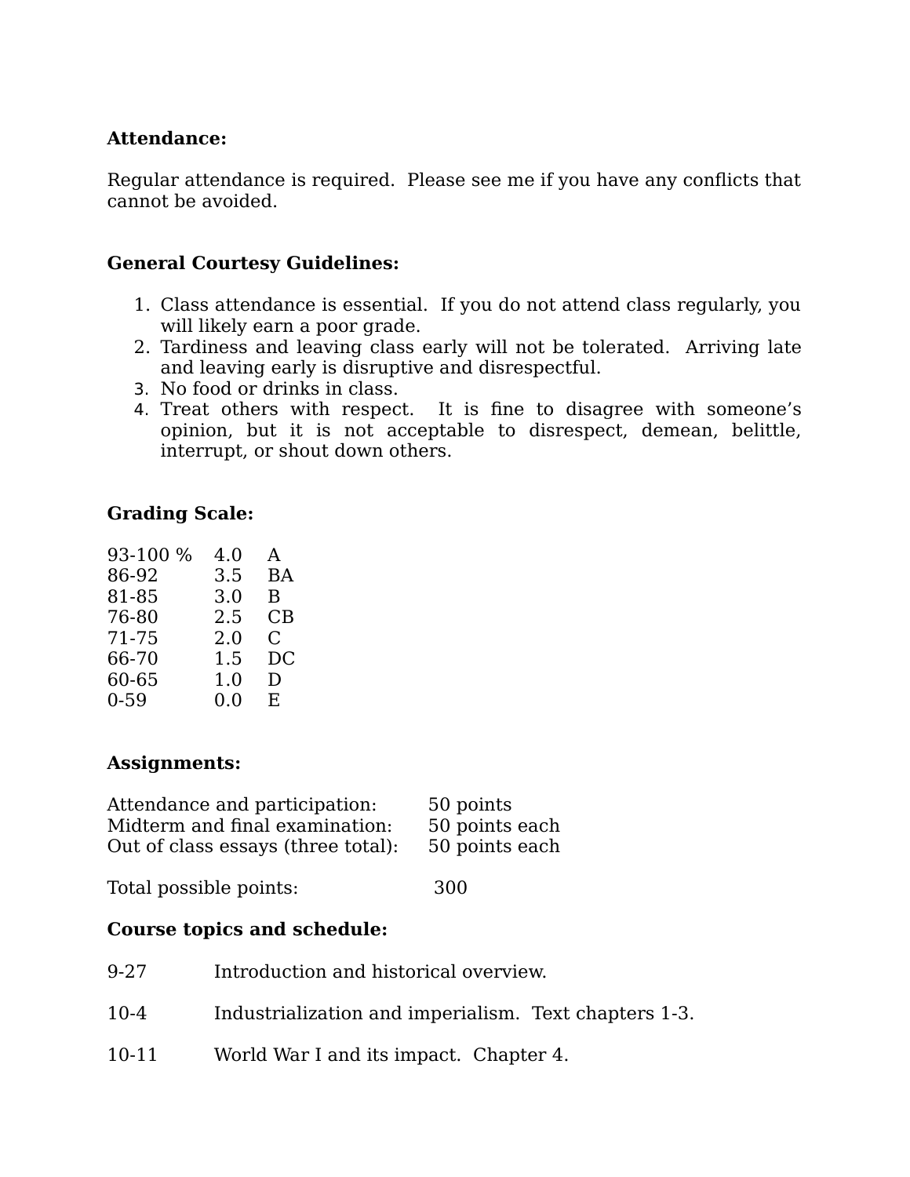**Attendance:**

Regular attendance is required. Please see me if you have any conflicts that cannot be avoided.

**General Courtesy Guidelines:**

1. Class attendance is essential. If you do not attend class regularly, you will likely earn a poor grade.
2. Tardiness and leaving class early will not be tolerated. Arriving late and leaving early is disruptive and disrespectful.
3. No food or drinks in class.
4. Treat others with respect. It is fine to disagree with someone's opinion, but it is not acceptable to disrespect, demean, belittle, interrupt, or shout down others.

**Grading Scale:**

| | | |
|---|---|---|
| 93-100 % | 4.0 | A |
| 86-92 | 3.5 | BA |
| 81-85 | 3.0 | B |
| 76-80 | 2.5 | CB |
| 71-75 | 2.0 | C |
| 66-70 | 1.5 | DC |
| 60-65 | 1.0 | D |
| 0-59 | 0.0 | E |

**Assignments:**

| | |
|---|---|
| Attendance and participation: | 50 points |
| Midterm and final examination: | 50 points each |
| Out of class essays (three total): | 50 points each |
| | |
| Total possible points: | 300 |

**Course topics and schedule:**

9-27 Introduction and historical overview.

10-4 Industrialization and imperialism. Text chapters 1-3.

10-11 World War I and its impact. Chapter 4.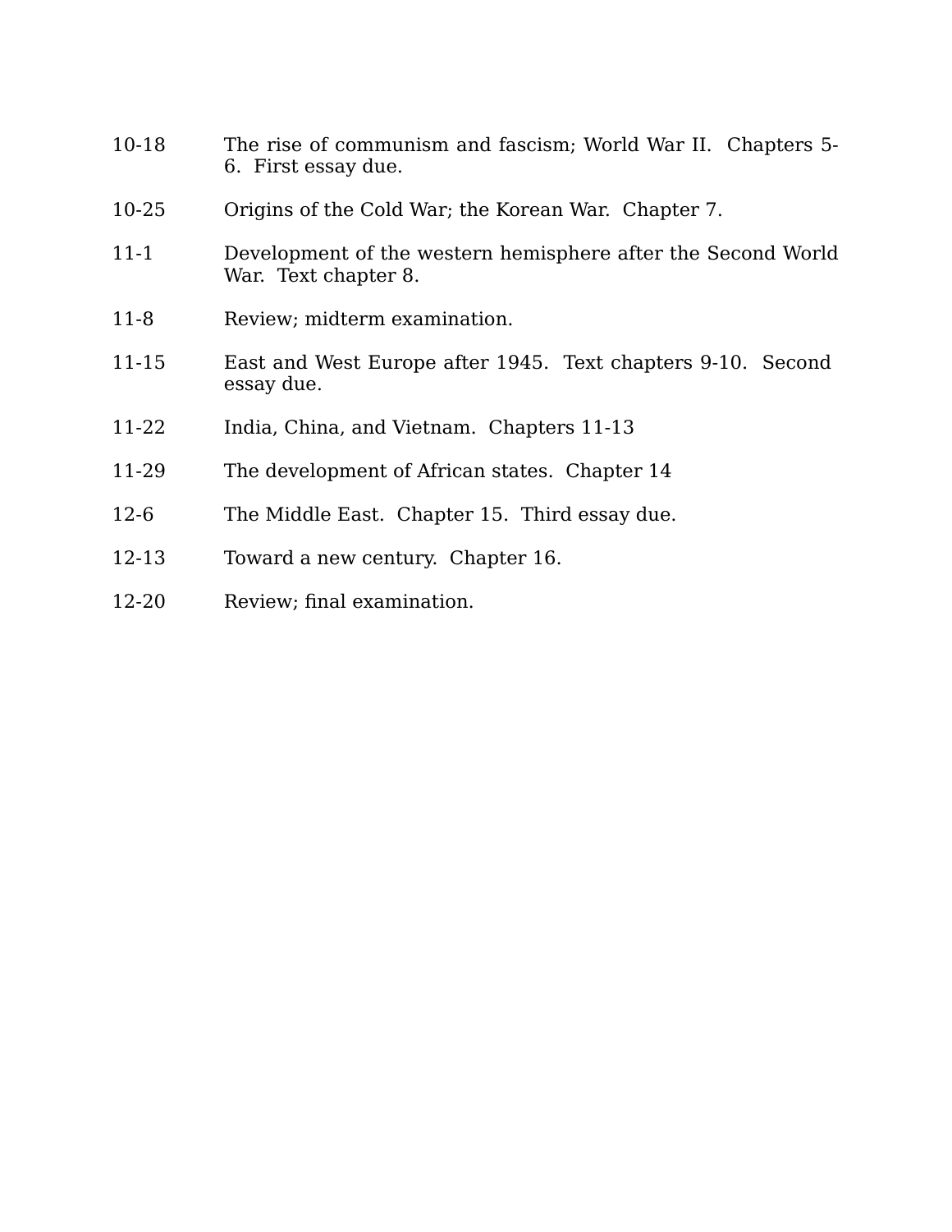| | |
|---|---|
| 10-18 | The rise of communism and fascism; World War II. Chapters 5-6. First essay due. |
| 10-25 | Origins of the Cold War; the Korean War. Chapter 7. |
| 11-1 | Development of the western hemisphere after the Second World War. Text chapter 8. |
| 11-8 | Review; midterm examination. |
| 11-15 | East and West Europe after 1945. Text chapters 9-10. Second essay due. |
| 11-22 | India, China, and Vietnam. Chapters 11-13 |
| 11-29 | The development of African states. Chapter 14 |
| 12-6 | The Middle East. Chapter 15. Third essay due. |
| 12-13 | Toward a new century. Chapter 16. |
| 12-20 | Review; final examination. |